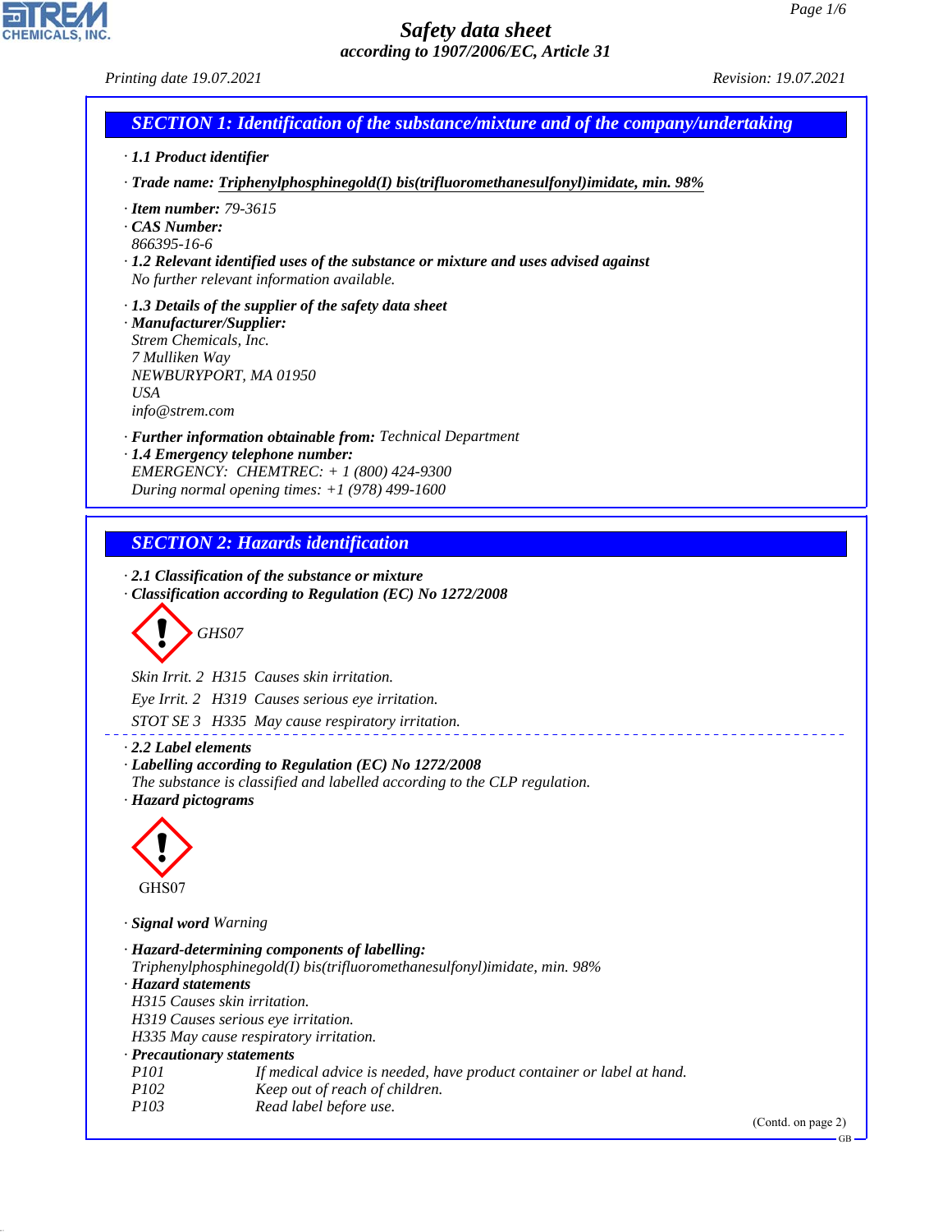# Safety data sheet
*according to 1907/2006/EC, Article 31*

*Printing date 19.07.2021* *Revision: 19.07.2021*

## SECTION 1: Identification of the substance/mixture and of the company/undertaking

· **1.1 Product identifier**

· **Trade name:** **Triphenylphosphinegold(I) bis(trifluoromethanesulfonyl)imidate, min. 98%**

· **Item number:** 79-3615
· **CAS Number:**
866395-16-6
· **1.2 Relevant identified uses of the substance or mixture and uses advised against**
No further relevant information available.

· **1.3 Details of the supplier of the safety data sheet**
· **Manufacturer/Supplier:**
Strem Chemicals, Inc.
7 Mulliken Way
NEWBURYPORT, MA 01950
USA
info@strem.com

· **Further information obtainable from:** Technical Department
· **1.4 Emergency telephone number:**
EMERGENCY: CHEMTREC: + 1 (800) 424-9300
During normal opening times: +1 (978) 499-1600

## SECTION 2: Hazards identification

· **2.1 Classification of the substance or mixture**
· **Classification according to Regulation (EC) No 1272/2008**

GHS07

Skin Irrit. 2 H315 Causes skin irritation.

Eye Irrit. 2 H319 Causes serious eye irritation.

STOT SE 3 H335 May cause respiratory irritation.

· **2.2 Label elements**
· **Labelling according to Regulation (EC) No 1272/2008**
The substance is classified and labelled according to the CLP regulation.
· **Hazard pictograms**

GHS07

· **Signal word** Warning

· **Hazard-determining components of labelling:**
Triphenylphosphinegold(I) bis(trifluoromethanesulfonyl)imidate, min. 98%
· **Hazard statements**
H315 Causes skin irritation.
H319 Causes serious eye irritation.
H335 May cause respiratory irritation.
· **Precautionary statements**

P101 If medical advice is needed, have product container or label at hand.
P102 Keep out of reach of children.
P103 Read label before use.

(Contd. on page 2)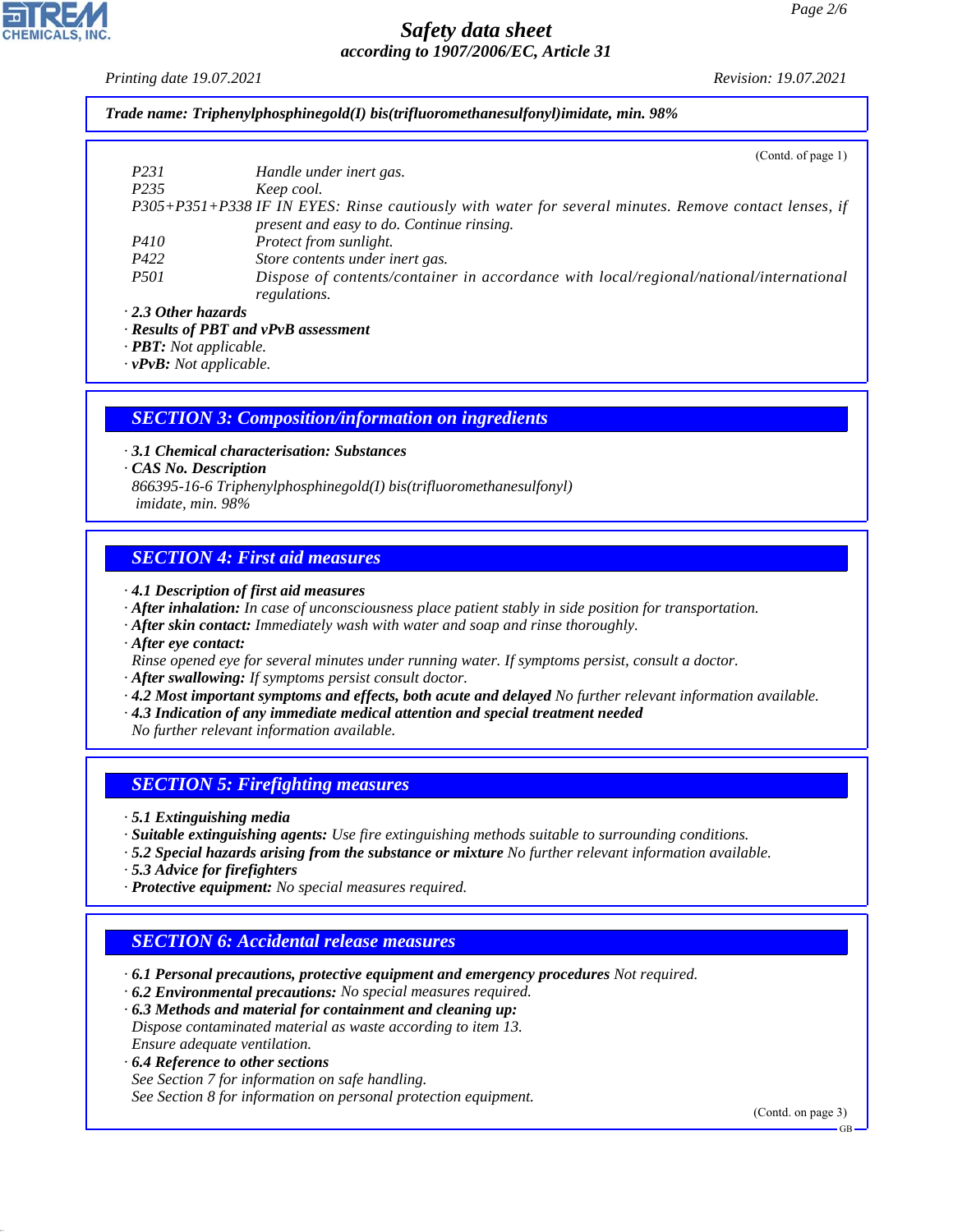**Trade name: Triphenylphosphinegold(I) bis(trifluoromethanesulfonyl)imidate, min. 98%**

(Contd. of page 1)

| | |
|---|---|
| P231 | Handle under inert gas. |
| P235 | Keep cool. |
| P305+P351+P338 | IF IN EYES: Rinse cautiously with water for several minutes. Remove contact lenses, if present and easy to do. Continue rinsing. |
| P410 | Protect from sunlight. |
| P422 | Store contents under inert gas. |
| P501 | Dispose of contents/container in accordance with local/regional/national/international regulations. |

· **2.3 Other hazards**
· **Results of PBT and vPvB assessment**
· **PBT:** Not applicable.
· **vPvB:** Not applicable.

## SECTION 3: Composition/information on ingredients

· **3.1 Chemical characterisation: Substances**
· **CAS No. Description**
866395-16-6 Triphenylphosphinegold(I) bis(trifluoromethanesulfonyl) imidate, min. 98%

## SECTION 4: First aid measures

· **4.1 Description of first aid measures**
· **After inhalation:** In case of unconsciousness place patient stably in side position for transportation.
· **After skin contact:** Immediately wash with water and soap and rinse thoroughly.
· **After eye contact:**
Rinse opened eye for several minutes under running water. If symptoms persist, consult a doctor.
· **After swallowing:** If symptoms persist consult doctor.
· **4.2 Most important symptoms and effects, both acute and delayed** No further relevant information available.
· **4.3 Indication of any immediate medical attention and special treatment needed**
No further relevant information available.

## SECTION 5: Firefighting measures

· **5.1 Extinguishing media**
· **Suitable extinguishing agents:** Use fire extinguishing methods suitable to surrounding conditions.
· **5.2 Special hazards arising from the substance or mixture** No further relevant information available.
· **5.3 Advice for firefighters**
· **Protective equipment:** No special measures required.

## SECTION 6: Accidental release measures

· **6.1 Personal precautions, protective equipment and emergency procedures** Not required.
· **6.2 Environmental precautions:** No special measures required.
· **6.3 Methods and material for containment and cleaning up:**
Dispose contaminated material as waste according to item 13.
Ensure adequate ventilation.
· **6.4 Reference to other sections**
See Section 7 for information on safe handling.
See Section 8 for information on personal protection equipment.

(Contd. on page 3)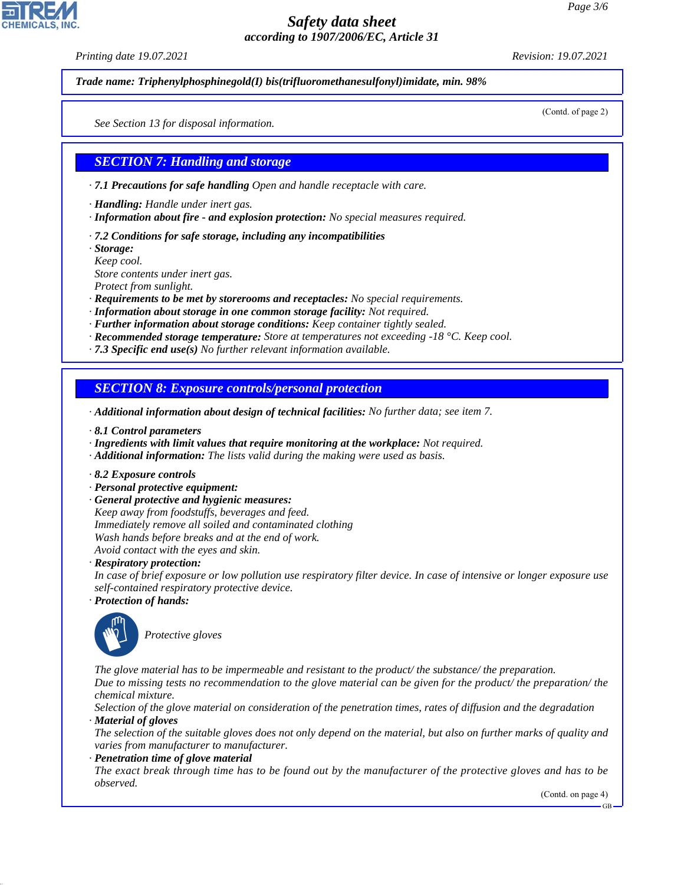*Safety data sheet*
*according to 1907/2006/EC, Article 31*

*Printing date 19.07.2021* *Revision: 19.07.2021*

***Trade name: Triphenylphosphinegold(I) bis(trifluoromethanesulfonyl)imidate, min. 98%***

(Contd. of page 2)

*See Section 13 for disposal information.*

## *SECTION 7: Handling and storage*

· ***7.1 Precautions for safe handling*** *Open and handle receptacle with care.*

· ***Handling:*** *Handle under inert gas.*
· ***Information about fire - and explosion protection:*** *No special measures required.*

· ***7.2 Conditions for safe storage, including any incompatibilities***
· ***Storage:***
*Keep cool.*
*Store contents under inert gas.*
*Protect from sunlight.*
· ***Requirements to be met by storerooms and receptacles:*** *No special requirements.*
· ***Information about storage in one common storage facility:*** *Not required.*
· ***Further information about storage conditions:*** *Keep container tightly sealed.*
· ***Recommended storage temperature:*** *Store at temperatures not exceeding -18 °C. Keep cool.*
· ***7.3 Specific end use(s)*** *No further relevant information available.*

## *SECTION 8: Exposure controls/personal protection*

· ***Additional information about design of technical facilities:*** *No further data; see item 7.*

· ***8.1 Control parameters***
· ***Ingredients with limit values that require monitoring at the workplace:*** *Not required.*
· ***Additional information:*** *The lists valid during the making were used as basis.*

· ***8.2 Exposure controls***
· ***Personal protective equipment:***
· ***General protective and hygienic measures:***
*Keep away from foodstuffs, beverages and feed.*
*Immediately remove all soiled and contaminated clothing*
*Wash hands before breaks and at the end of work.*
*Avoid contact with the eyes and skin.*
· ***Respiratory protection:***
*In case of brief exposure or low pollution use respiratory filter device. In case of intensive or longer exposure use self-contained respiratory protective device.*
· ***Protection of hands:***

*Protective gloves*

*The glove material has to be impermeable and resistant to the product/ the substance/ the preparation.*
*Due to missing tests no recommendation to the glove material can be given for the product/ the preparation/ the chemical mixture.*
*Selection of the glove material on consideration of the penetration times, rates of diffusion and the degradation*
· ***Material of gloves***
*The selection of the suitable gloves does not only depend on the material, but also on further marks of quality and varies from manufacturer to manufacturer.*
· ***Penetration time of glove material***
*The exact break through time has to be found out by the manufacturer of the protective gloves and has to be observed.*

(Contd. on page 4)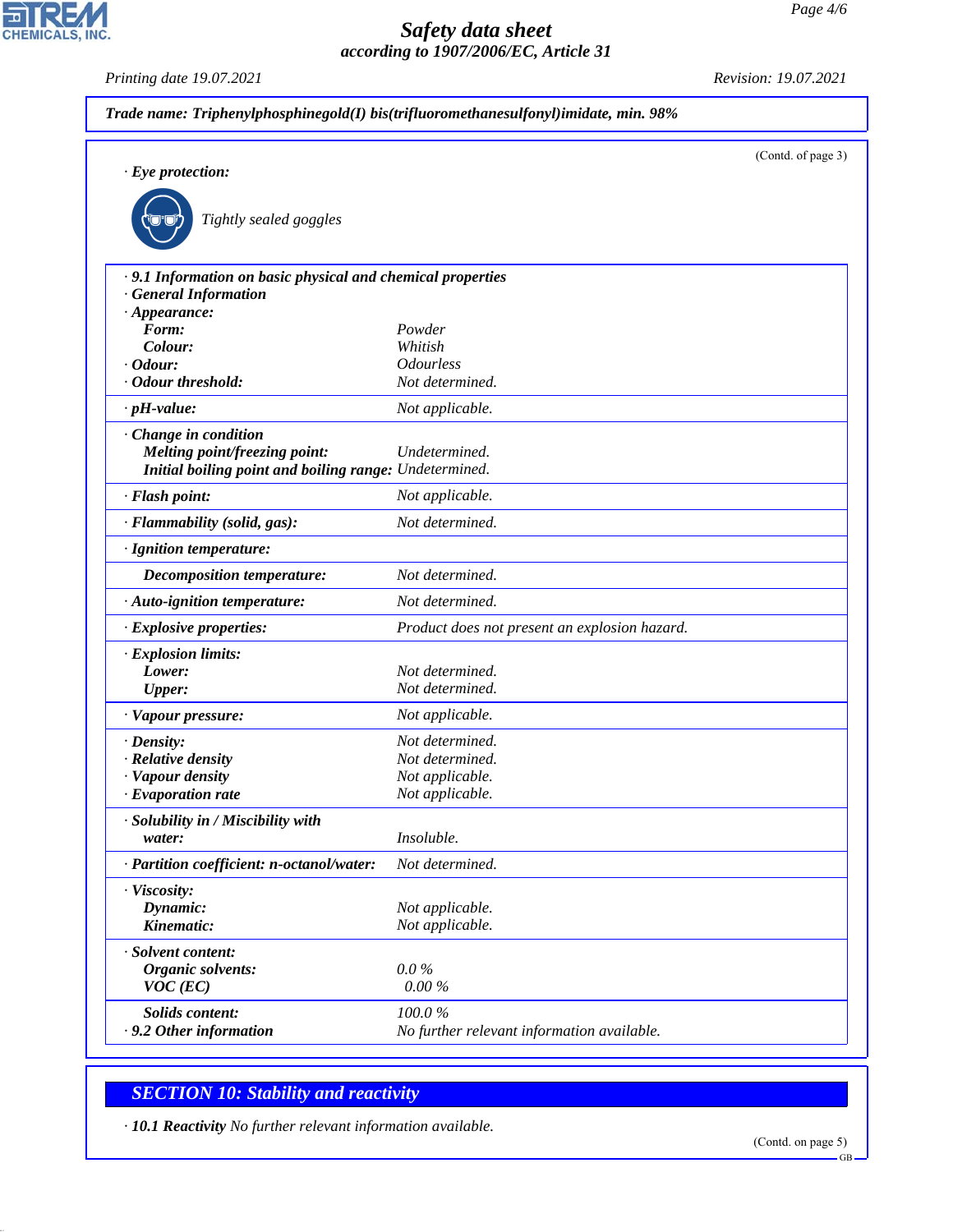**Trade name: Triphenylphosphinegold(I) bis(trifluoromethanesulfonyl)imidate, min. 98%**

(Contd. of page 3)

· **Eye protection:**

Tightly sealed goggles

| | |
|---|---|
| · **9.1 Information on basic physical and chemical properties** | |
| · **General Information** | |
| · **Appearance:** | |
| **Form:** | Powder |
| **Colour:** | Whitish |
| · **Odour:** | Odourless |
| · **Odour threshold:** | Not determined. |
| · **pH-value:** | Not applicable. |
| · **Change in condition** | |
| **Melting point/freezing point:** | Undetermined. |
| **Initial boiling point and boiling range:** | Undetermined. |
| · **Flash point:** | Not applicable. |
| · **Flammability (solid, gas):** | Not determined. |
| · **Ignition temperature:** | |
| **Decomposition temperature:** | Not determined. |
| · **Auto-ignition temperature:** | Not determined. |
| · **Explosive properties:** | Product does not present an explosion hazard. |
| · **Explosion limits:** | |
| **Lower:** | Not determined. |
| **Upper:** | Not determined. |
| · **Vapour pressure:** | Not applicable. |
| · **Density:** | Not determined. |
| · **Relative density** | Not determined. |
| · **Vapour density** | Not applicable. |
| · **Evaporation rate** | Not applicable. |
| · **Solubility in / Miscibility with** | |
| **water:** | Insoluble. |
| · **Partition coefficient: n-octanol/water:** | Not determined. |
| · **Viscosity:** | |
| **Dynamic:** | Not applicable. |
| **Kinematic:** | Not applicable. |
| · **Solvent content:** | |
| **Organic solvents:** | 0.0 % |
| **VOC (EC)** | 0.00 % |
| **Solids content:** | 100.0 % |
| · **9.2 Other information** | No further relevant information available. |

## SECTION 10: Stability and reactivity

· **10.1 Reactivity** No further relevant information available.

(Contd. on page 5)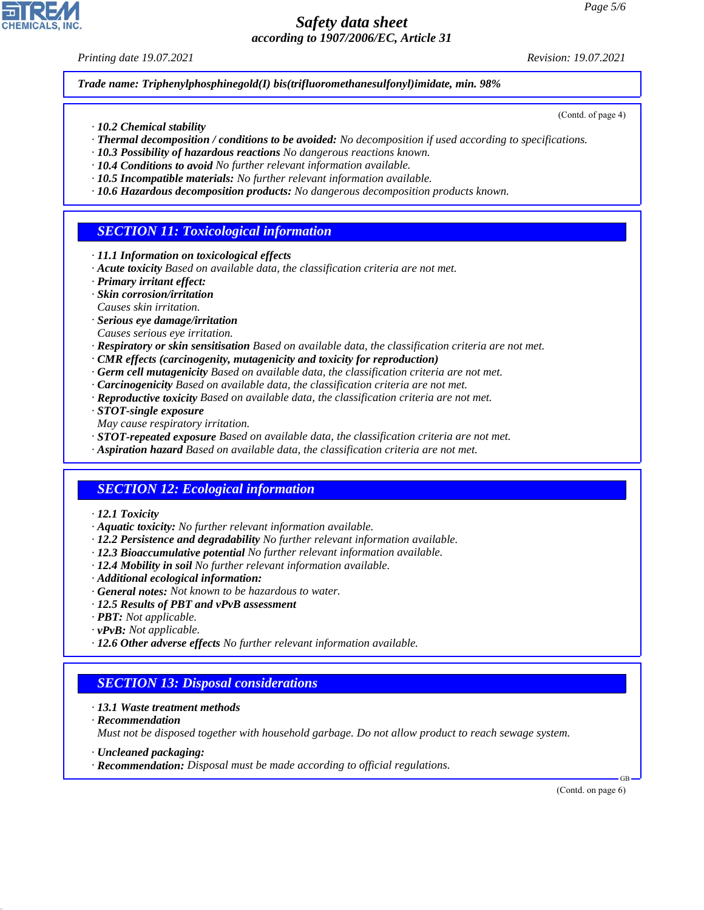**Trade name: Triphenylphosphinegold(I) bis(trifluoromethanesulfonyl)imidate, min. 98%**

(Contd. of page 4)

· **10.2 Chemical stability**
· **Thermal decomposition / conditions to be avoided:** No decomposition if used according to specifications.
· **10.3 Possibility of hazardous reactions** No dangerous reactions known.
· **10.4 Conditions to avoid** No further relevant information available.
· **10.5 Incompatible materials:** No further relevant information available.
· **10.6 Hazardous decomposition products:** No dangerous decomposition products known.

## SECTION 11: Toxicological information

· **11.1 Information on toxicological effects**
· **Acute toxicity** Based on available data, the classification criteria are not met.
· **Primary irritant effect:**
· **Skin corrosion/irritation**
Causes skin irritation.
· **Serious eye damage/irritation**
Causes serious eye irritation.
· **Respiratory or skin sensitisation** Based on available data, the classification criteria are not met.
· **CMR effects (carcinogenity, mutagenicity and toxicity for reproduction)**
· **Germ cell mutagenicity** Based on available data, the classification criteria are not met.
· **Carcinogenicity** Based on available data, the classification criteria are not met.
· **Reproductive toxicity** Based on available data, the classification criteria are not met.
· **STOT-single exposure**
May cause respiratory irritation.
· **STOT-repeated exposure** Based on available data, the classification criteria are not met.
· **Aspiration hazard** Based on available data, the classification criteria are not met.

## SECTION 12: Ecological information

· **12.1 Toxicity**
· **Aquatic toxicity:** No further relevant information available.
· **12.2 Persistence and degradability** No further relevant information available.
· **12.3 Bioaccumulative potential** No further relevant information available.
· **12.4 Mobility in soil** No further relevant information available.
· **Additional ecological information:**
· **General notes:** Not known to be hazardous to water.
· **12.5 Results of PBT and vPvB assessment**
· **PBT:** Not applicable.
· **vPvB:** Not applicable.
· **12.6 Other adverse effects** No further relevant information available.

## SECTION 13: Disposal considerations

· **13.1 Waste treatment methods**
· **Recommendation**
Must not be disposed together with household garbage. Do not allow product to reach sewage system.

· **Uncleaned packaging:**
· **Recommendation:** Disposal must be made according to official regulations.

(Contd. on page 6)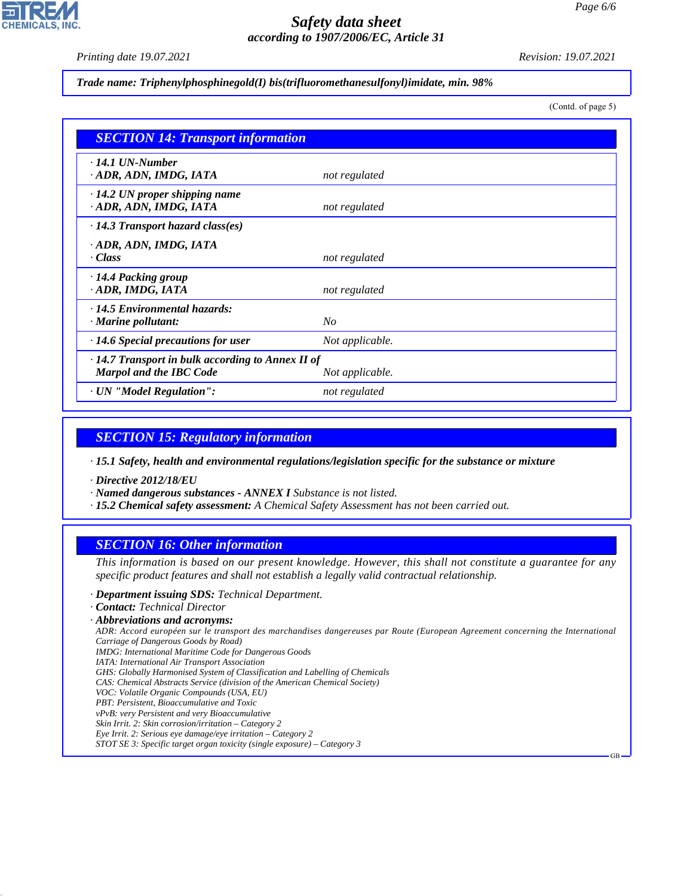**Trade name: Triphenylphosphinegold(I) bis(trifluoromethanesulfonyl)imidate, min. 98%**

(Contd. of page 5)

## SECTION 14: Transport information

| | |
|---|---|
| · **14.1 UN-Number**<br>· **ADR, ADN, IMDG, IATA** | not regulated |
| · **14.2 UN proper shipping name**<br>· **ADR, ADN, IMDG, IATA** | not regulated |
| · **14.3 Transport hazard class(es)**<br>· **ADR, ADN, IMDG, IATA**<br>· **Class** | not regulated |
| · **14.4 Packing group**<br>· **ADR, IMDG, IATA** | not regulated |
| · **14.5 Environmental hazards:**<br>· **Marine pollutant:** | No |
| · **14.6 Special precautions for user** | Not applicable. |
| · **14.7 Transport in bulk according to Annex II of Marpol and the IBC Code** | Not applicable. |
| · **UN "Model Regulation":** | not regulated |

## SECTION 15: Regulatory information

· **15.1 Safety, health and environmental regulations/legislation specific for the substance or mixture**

· **Directive 2012/18/EU**
· **Named dangerous substances - ANNEX I** Substance is not listed.
· **15.2 Chemical safety assessment:** A Chemical Safety Assessment has not been carried out.

## SECTION 16: Other information

This information is based on our present knowledge. However, this shall not constitute a guarantee for any specific product features and shall not establish a legally valid contractual relationship.

· **Department issuing SDS:** Technical Department.
· **Contact:** Technical Director
· **Abbreviations and acronyms:**

ADR: Accord européen sur le transport des marchandises dangereuses par Route (European Agreement concerning the International Carriage of Dangerous Goods by Road)
IMDG: International Maritime Code for Dangerous Goods
IATA: International Air Transport Association
GHS: Globally Harmonised System of Classification and Labelling of Chemicals
CAS: Chemical Abstracts Service (division of the American Chemical Society)
VOC: Volatile Organic Compounds (USA, EU)
PBT: Persistent, Bioaccumulative and Toxic
vPvB: very Persistent and very Bioaccumulative
Skin Irrit. 2: Skin corrosion/irritation – Category 2
Eye Irrit. 2: Serious eye damage/eye irritation – Category 2
STOT SE 3: Specific target organ toxicity (single exposure) – Category 3